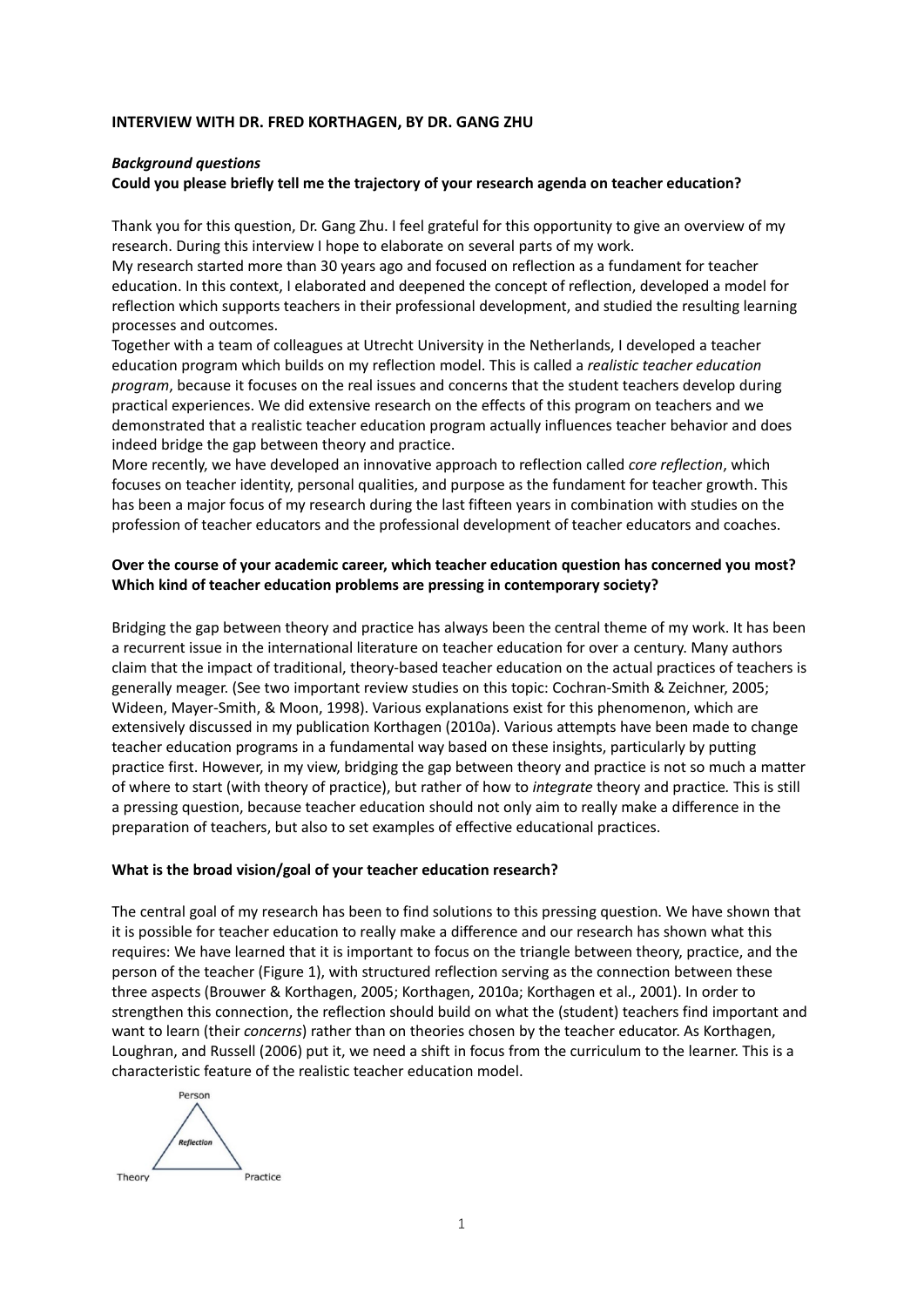**INTERVIEW WITH DR. FRED KORTHAGEN, BY DR. GANG ZHU**

***Background questions***

**Could you please briefly tell me the trajectory of your research agenda on teacher education?**

Thank you for this question, Dr. Gang Zhu. I feel grateful for this opportunity to give an overview of my research. During this interview I hope to elaborate on several parts of my work.

My research started more than 30 years ago and focused on reflection as a fundament for teacher education. In this context, I elaborated and deepened the concept of reflection, developed a model for reflection which supports teachers in their professional development, and studied the resulting learning processes and outcomes.

Together with a team of colleagues at Utrecht University in the Netherlands, I developed a teacher education program which builds on my reflection model. This is called a *realistic teacher education program*, because it focuses on the real issues and concerns that the student teachers develop during practical experiences. We did extensive research on the effects of this program on teachers and we demonstrated that a realistic teacher education program actually influences teacher behavior and does indeed bridge the gap between theory and practice.

More recently, we have developed an innovative approach to reflection called *core reflection*, which focuses on teacher identity, personal qualities, and purpose as the fundament for teacher growth. This has been a major focus of my research during the last fifteen years in combination with studies on the profession of teacher educators and the professional development of teacher educators and coaches.

**Over the course of your academic career, which teacher education question has concerned you most? Which kind of teacher education problems are pressing in contemporary society?**

Bridging the gap between theory and practice has always been the central theme of my work. It has been a recurrent issue in the international literature on teacher education for over a century. Many authors claim that the impact of traditional, theory-based teacher education on the actual practices of teachers is generally meager. (See two important review studies on this topic: Cochran-Smith & Zeichner, 2005; Wideen, Mayer-Smith, & Moon, 1998). Various explanations exist for this phenomenon, which are extensively discussed in my publication Korthagen (2010a). Various attempts have been made to change teacher education programs in a fundamental way based on these insights, particularly by putting practice first. However, in my view, bridging the gap between theory and practice is not so much a matter of where to start (with theory of practice), but rather of how to *integrate* theory and practice. This is still a pressing question, because teacher education should not only aim to really make a difference in the preparation of teachers, but also to set examples of effective educational practices.

**What is the broad vision/goal of your teacher education research?**

The central goal of my research has been to find solutions to this pressing question. We have shown that it is possible for teacher education to really make a difference and our research has shown what this requires: We have learned that it is important to focus on the triangle between theory, practice, and the person of the teacher (Figure 1), with structured reflection serving as the connection between these three aspects (Brouwer & Korthagen, 2005; Korthagen, 2010a; Korthagen et al., 2001). In order to strengthen this connection, the reflection should build on what the (student) teachers find important and want to learn (their *concerns*) rather than on theories chosen by the teacher educator. As Korthagen, Loughran, and Russell (2006) put it, we need a shift in focus from the curriculum to the learner. This is a characteristic feature of the realistic teacher education model.

Person

*Reflection*

Theory Practice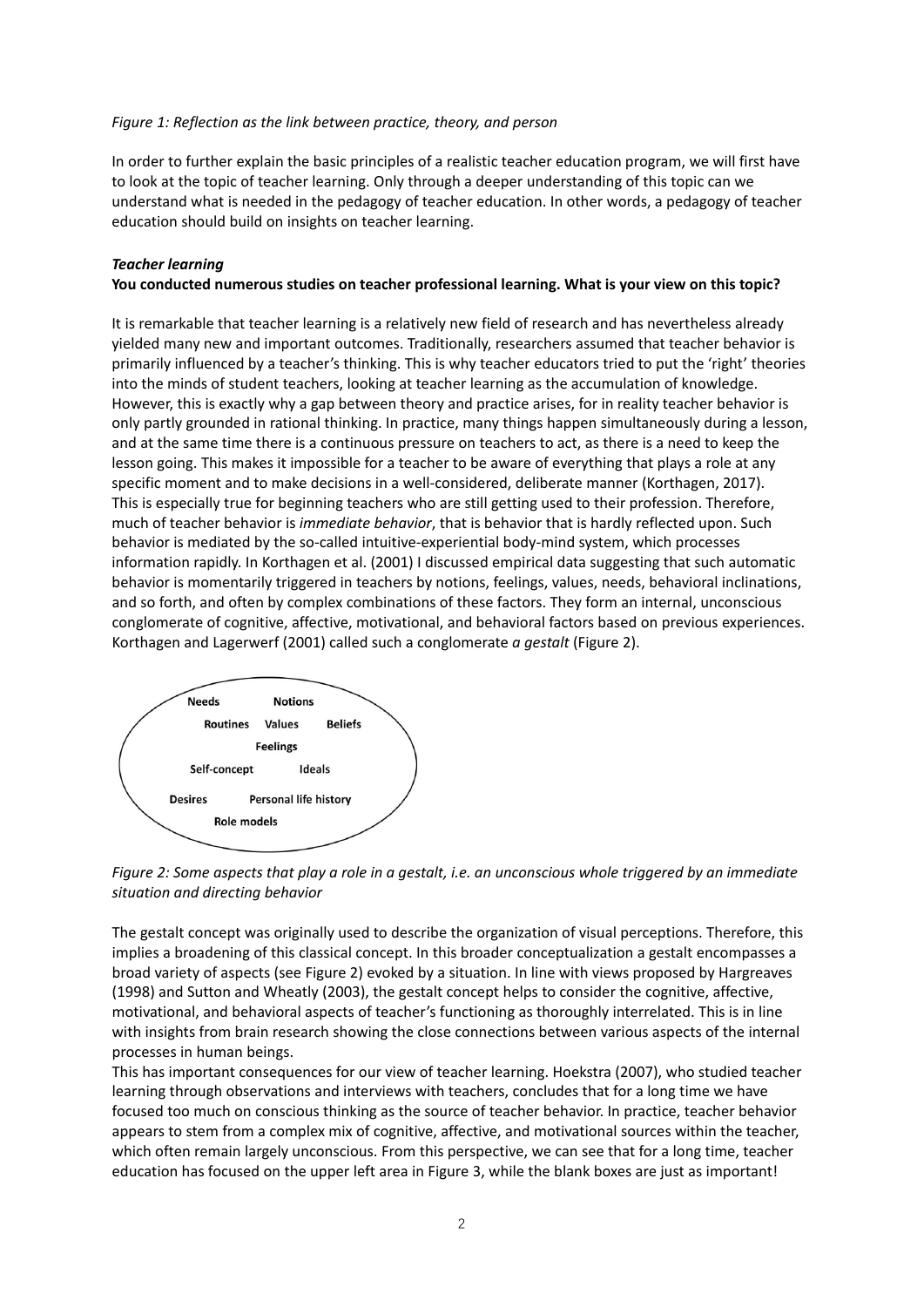*Figure 1: Reflection as the link between practice, theory, and person*

In order to further explain the basic principles of a realistic teacher education program, we will first have to look at the topic of teacher learning. Only through a deeper understanding of this topic can we understand what is needed in the pedagogy of teacher education. In other words, a pedagogy of teacher education should build on insights on teacher learning.

### *Teacher learning*

**You conducted numerous studies on teacher professional learning. What is your view on this topic?**

It is remarkable that teacher learning is a relatively new field of research and has nevertheless already yielded many new and important outcomes. Traditionally, researchers assumed that teacher behavior is primarily influenced by a teacher's thinking. This is why teacher educators tried to put the 'right' theories into the minds of student teachers, looking at teacher learning as the accumulation of knowledge. However, this is exactly why a gap between theory and practice arises, for in reality teacher behavior is only partly grounded in rational thinking. In practice, many things happen simultaneously during a lesson, and at the same time there is a continuous pressure on teachers to act, as there is a need to keep the lesson going. This makes it impossible for a teacher to be aware of everything that plays a role at any specific moment and to make decisions in a well-considered, deliberate manner (Korthagen, 2017). This is especially true for beginning teachers who are still getting used to their profession. Therefore, much of teacher behavior is *immediate behavior*, that is behavior that is hardly reflected upon. Such behavior is mediated by the so-called intuitive-experiential body-mind system, which processes information rapidly. In Korthagen et al. (2001) I discussed empirical data suggesting that such automatic behavior is momentarily triggered in teachers by notions, feelings, values, needs, behavioral inclinations, and so forth, and often by complex combinations of these factors. They form an internal, unconscious conglomerate of cognitive, affective, motivational, and behavioral factors based on previous experiences. Korthagen and Lagerwerf (2001) called such a conglomerate *a gestalt* (Figure 2).

**Needs** **Notions**
**Routines** **Values** **Beliefs**
**Feelings**
**Self-concept** **Ideals**
**Desires** **Personal life history**
**Role models**

*Figure 2: Some aspects that play a role in a gestalt, i.e. an unconscious whole triggered by an immediate situation and directing behavior*

The gestalt concept was originally used to describe the organization of visual perceptions. Therefore, this implies a broadening of this classical concept. In this broader conceptualization a gestalt encompasses a broad variety of aspects (see Figure 2) evoked by a situation. In line with views proposed by Hargreaves (1998) and Sutton and Wheatly (2003), the gestalt concept helps to consider the cognitive, affective, motivational, and behavioral aspects of teacher's functioning as thoroughly interrelated. This is in line with insights from brain research showing the close connections between various aspects of the internal processes in human beings.

This has important consequences for our view of teacher learning. Hoekstra (2007), who studied teacher learning through observations and interviews with teachers, concludes that for a long time we have focused too much on conscious thinking as the source of teacher behavior. In practice, teacher behavior appears to stem from a complex mix of cognitive, affective, and motivational sources within the teacher, which often remain largely unconscious. From this perspective, we can see that for a long time, teacher education has focused on the upper left area in Figure 3, while the blank boxes are just as important!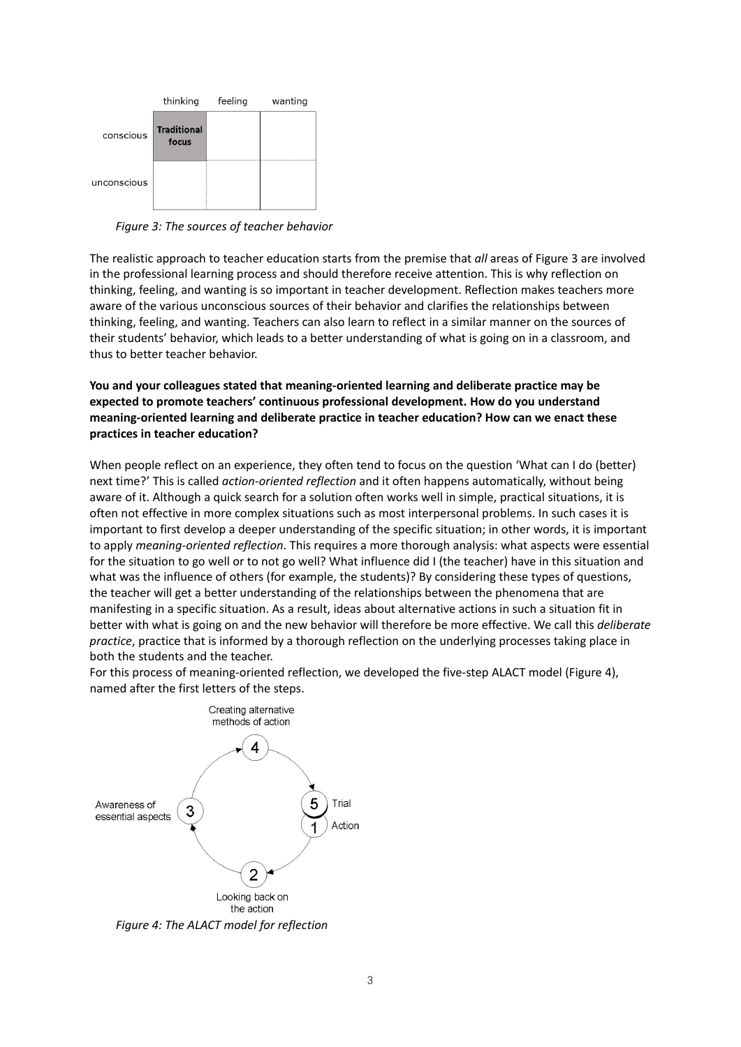| | thinking | feeling | wanting |
|---|---|---|---|
| conscious | **Traditional focus** | | |
| unconscious | | | |

*Figure 3: The sources of teacher behavior*

The realistic approach to teacher education starts from the premise that *all* areas of Figure 3 are involved in the professional learning process and should therefore receive attention. This is why reflection on thinking, feeling, and wanting is so important in teacher development. Reflection makes teachers more aware of the various unconscious sources of their behavior and clarifies the relationships between thinking, feeling, and wanting. Teachers can also learn to reflect in a similar manner on the sources of their students' behavior, which leads to a better understanding of what is going on in a classroom, and thus to better teacher behavior.

**You and your colleagues stated that meaning-oriented learning and deliberate practice may be expected to promote teachers' continuous professional development. How do you understand meaning-oriented learning and deliberate practice in teacher education? How can we enact these practices in teacher education?**

When people reflect on an experience, they often tend to focus on the question 'What can I do (better) next time?' This is called *action-oriented reflection* and it often happens automatically, without being aware of it. Although a quick search for a solution often works well in simple, practical situations, it is often not effective in more complex situations such as most interpersonal problems. In such cases it is important to first develop a deeper understanding of the specific situation; in other words, it is important to apply *meaning-oriented reflection*. This requires a more thorough analysis: what aspects were essential for the situation to go well or to not go well? What influence did I (the teacher) have in this situation and what was the influence of others (for example, the students)? By considering these types of questions, the teacher will get a better understanding of the relationships between the phenomena that are manifesting in a specific situation. As a result, ideas about alternative actions in such a situation fit in better with what is going on and the new behavior will therefore be more effective. We call this *deliberate practice*, practice that is informed by a thorough reflection on the underlying processes taking place in both the students and the teacher.

For this process of meaning-oriented reflection, we developed the five-step ALACT model (Figure 4), named after the first letters of the steps.

1. Action
2. Looking back on the action
3. Awareness of essential aspects
4. Creating alternative methods of action
5. Trial

*Figure 4: The ALACT model for reflection*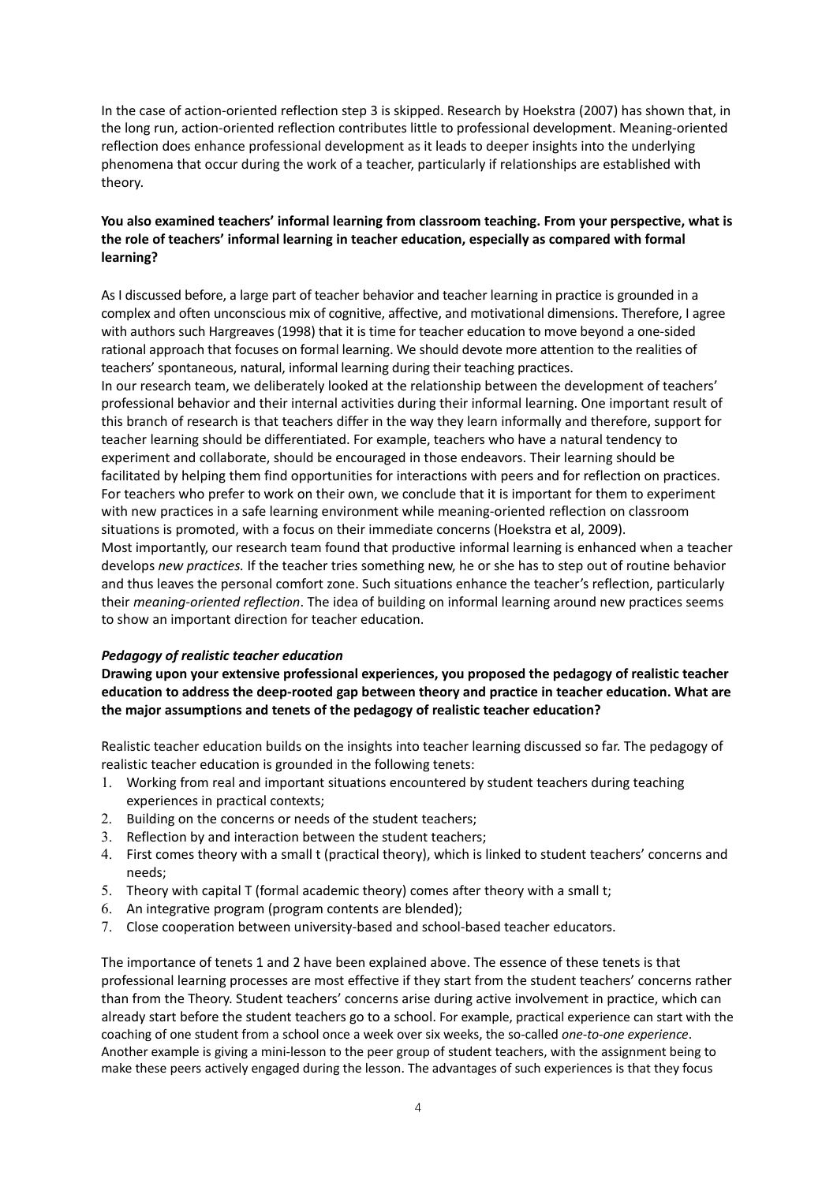In the case of action-oriented reflection step 3 is skipped. Research by Hoekstra (2007) has shown that, in the long run, action-oriented reflection contributes little to professional development. Meaning-oriented reflection does enhance professional development as it leads to deeper insights into the underlying phenomena that occur during the work of a teacher, particularly if relationships are established with theory.

**You also examined teachers' informal learning from classroom teaching. From your perspective, what is the role of teachers' informal learning in teacher education, especially as compared with formal learning?**

As I discussed before, a large part of teacher behavior and teacher learning in practice is grounded in a complex and often unconscious mix of cognitive, affective, and motivational dimensions. Therefore, I agree with authors such Hargreaves (1998) that it is time for teacher education to move beyond a one-sided rational approach that focuses on formal learning. We should devote more attention to the realities of teachers' spontaneous, natural, informal learning during their teaching practices.

In our research team, we deliberately looked at the relationship between the development of teachers' professional behavior and their internal activities during their informal learning. One important result of this branch of research is that teachers differ in the way they learn informally and therefore, support for teacher learning should be differentiated. For example, teachers who have a natural tendency to experiment and collaborate, should be encouraged in those endeavors. Their learning should be facilitated by helping them find opportunities for interactions with peers and for reflection on practices. For teachers who prefer to work on their own, we conclude that it is important for them to experiment with new practices in a safe learning environment while meaning-oriented reflection on classroom situations is promoted, with a focus on their immediate concerns (Hoekstra et al, 2009).

Most importantly, our research team found that productive informal learning is enhanced when a teacher develops *new practices.* If the teacher tries something new, he or she has to step out of routine behavior and thus leaves the personal comfort zone. Such situations enhance the teacher's reflection, particularly their *meaning-oriented reflection*. The idea of building on informal learning around new practices seems to show an important direction for teacher education.

***Pedagogy of realistic teacher education***

**Drawing upon your extensive professional experiences, you proposed the pedagogy of realistic teacher education to address the deep-rooted gap between theory and practice in teacher education. What are the major assumptions and tenets of the pedagogy of realistic teacher education?**

Realistic teacher education builds on the insights into teacher learning discussed so far. The pedagogy of realistic teacher education is grounded in the following tenets:

1. Working from real and important situations encountered by student teachers during teaching experiences in practical contexts;
2. Building on the concerns or needs of the student teachers;
3. Reflection by and interaction between the student teachers;
4. First comes theory with a small t (practical theory), which is linked to student teachers' concerns and needs;
5. Theory with capital T (formal academic theory) comes after theory with a small t;
6. An integrative program (program contents are blended);
7. Close cooperation between university-based and school-based teacher educators.

The importance of tenets 1 and 2 have been explained above. The essence of these tenets is that professional learning processes are most effective if they start from the student teachers' concerns rather than from the Theory. Student teachers' concerns arise during active involvement in practice, which can already start before the student teachers go to a school. For example, practical experience can start with the coaching of one student from a school once a week over six weeks, the so-called *one-to-one experience*. Another example is giving a mini-lesson to the peer group of student teachers, with the assignment being to make these peers actively engaged during the lesson. The advantages of such experiences is that they focus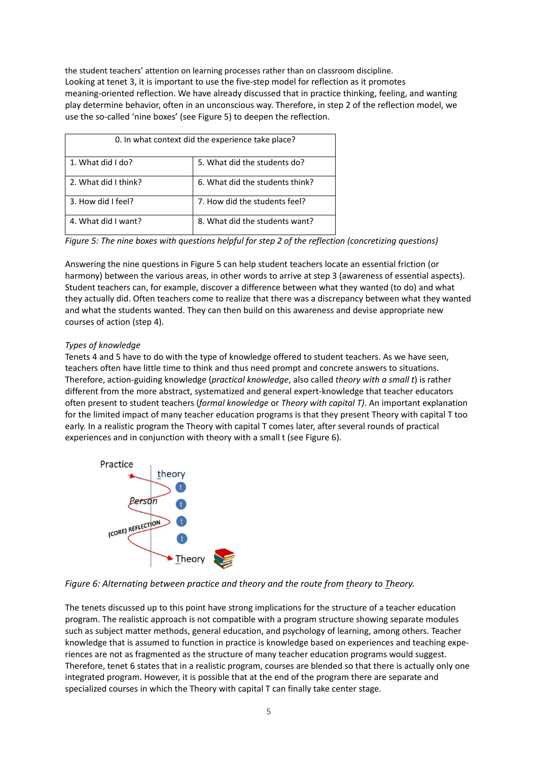the student teachers' attention on learning processes rather than on classroom discipline. Looking at tenet 3, it is important to use the five-step model for reflection as it promotes meaning-oriented reflection. We have already discussed that in practice thinking, feeling, and wanting play determine behavior, often in an unconscious way. Therefore, in step 2 of the reflection model, we use the so-called 'nine boxes' (see Figure 5) to deepen the reflection.

| 0. In what context did the experience take place? | |
|---|---|
| 1. What did I do? | 5. What did the students do? |
| 2. What did I think? | 6. What did the students think? |
| 3. How did I feel? | 7. How did the students feel? |
| 4. What did I want? | 8. What did the students want? |

*Figure 5: The nine boxes with questions helpful for step 2 of the reflection (concretizing questions)*

Answering the nine questions in Figure 5 can help student teachers locate an essential friction (or harmony) between the various areas, in other words to arrive at step 3 (awareness of essential aspects). Student teachers can, for example, discover a difference between what they wanted (to do) and what they actually did. Often teachers come to realize that there was a discrepancy between what they wanted and what the students wanted. They can then build on this awareness and devise appropriate new courses of action (step 4).

*Types of knowledge*

Tenets 4 and 5 have to do with the type of knowledge offered to student teachers. As we have seen, teachers often have little time to think and thus need prompt and concrete answers to situations. Therefore, action-guiding knowledge (*practical knowledge*, also called *theory with a small t*) is rather different from the more abstract, systematized and general expert-knowledge that teacher educators often present to student teachers (*formal knowledge* or *Theory with capital T)*. An important explanation for the limited impact of many teacher education programs is that they present Theory with capital T too early. In a realistic program the Theory with capital T comes later, after several rounds of practical experiences and in conjunction with theory with a small t (see Figure 6).

*Figure 6: Alternating between practice and theory and the route from theory to Theory.*

The tenets discussed up to this point have strong implications for the structure of a teacher education program. The realistic approach is not compatible with a program structure showing separate modules such as subject matter methods, general education, and psychology of learning, among others. Teacher knowledge that is assumed to function in practice is knowledge based on experiences and teaching experiences are not as fragmented as the structure of many teacher education programs would suggest. Therefore, tenet 6 states that in a realistic program, courses are blended so that there is actually only one integrated program. However, it is possible that at the end of the program there are separate and specialized courses in which the Theory with capital T can finally take center stage.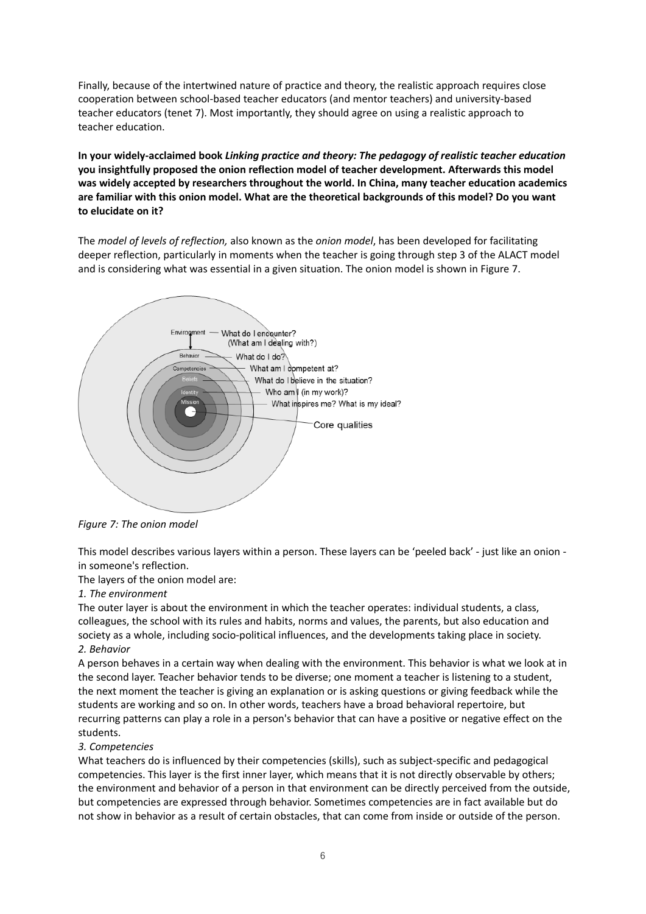Finally, because of the intertwined nature of practice and theory, the realistic approach requires close cooperation between school-based teacher educators (and mentor teachers) and university-based teacher educators (tenet 7). Most importantly, they should agree on using a realistic approach to teacher education.

**In your widely-acclaimed book *Linking practice and theory: The pedagogy of realistic teacher education* you insightfully proposed the onion reflection model of teacher development. Afterwards this model was widely accepted by researchers throughout the world. In China, many teacher education academics are familiar with this onion model. What are the theoretical backgrounds of this model? Do you want to elucidate on it?**

The *model of levels of reflection,* also known as the *onion model*, has been developed for facilitating deeper reflection, particularly in moments when the teacher is going through step 3 of the ALACT model and is considering what was essential in a given situation. The onion model is shown in Figure 7.

*Figure 7: The onion model*

This model describes various layers within a person. These layers can be 'peeled back' - just like an onion - in someone's reflection.

The layers of the onion model are:

*1. The environment*

The outer layer is about the environment in which the teacher operates: individual students, a class, colleagues, the school with its rules and habits, norms and values, the parents, but also education and society as a whole, including socio-political influences, and the developments taking place in society.

*2. Behavior*

A person behaves in a certain way when dealing with the environment. This behavior is what we look at in the second layer. Teacher behavior tends to be diverse; one moment a teacher is listening to a student, the next moment the teacher is giving an explanation or is asking questions or giving feedback while the students are working and so on. In other words, teachers have a broad behavioral repertoire, but recurring patterns can play a role in a person's behavior that can have a positive or negative effect on the students.

*3. Competencies*

What teachers do is influenced by their competencies (skills), such as subject-specific and pedagogical competencies. This layer is the first inner layer, which means that it is not directly observable by others; the environment and behavior of a person in that environment can be directly perceived from the outside, but competencies are expressed through behavior. Sometimes competencies are in fact available but do not show in behavior as a result of certain obstacles, that can come from inside or outside of the person.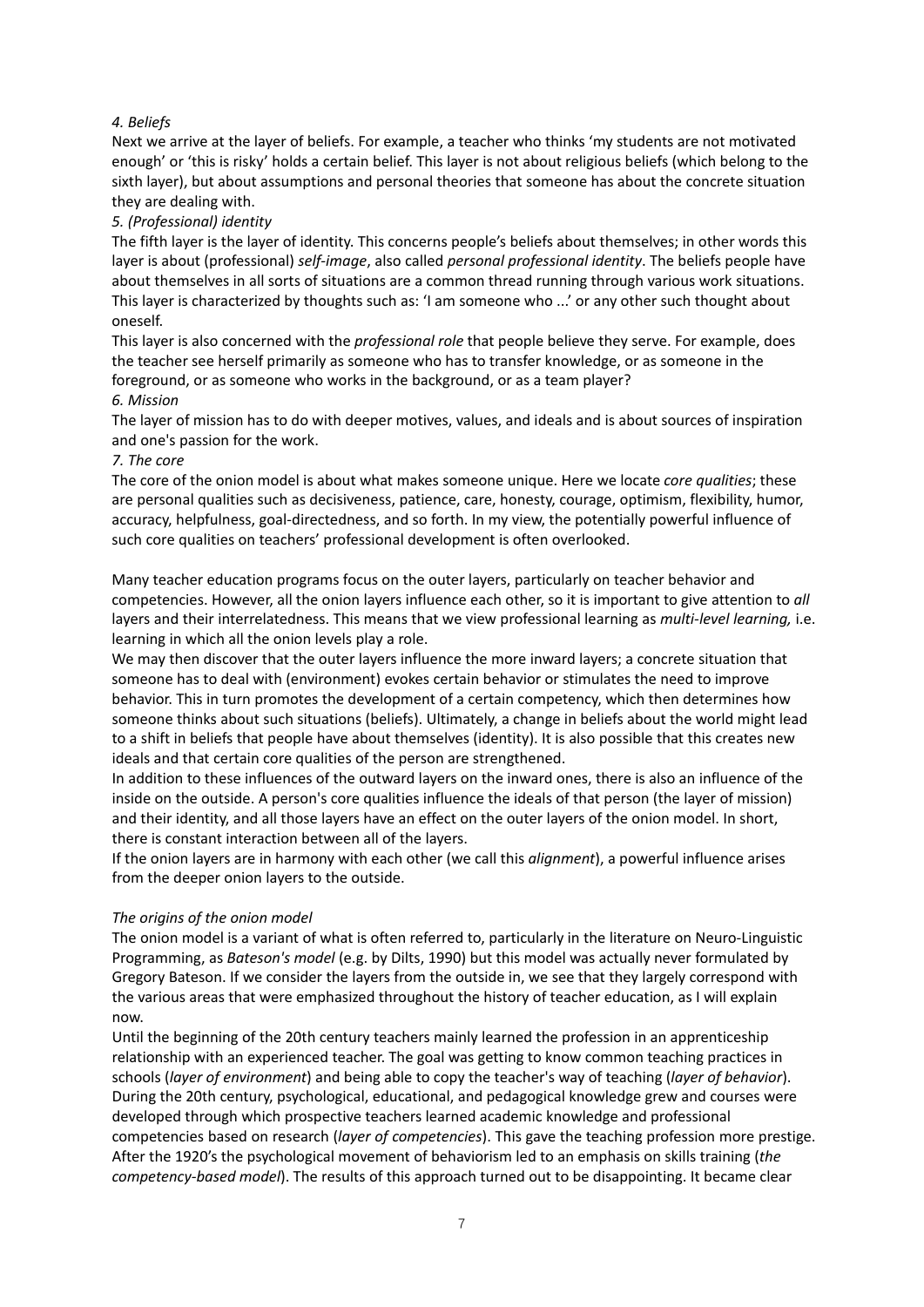*4. Beliefs*

Next we arrive at the layer of beliefs. For example, a teacher who thinks 'my students are not motivated enough' or 'this is risky' holds a certain belief. This layer is not about religious beliefs (which belong to the sixth layer), but about assumptions and personal theories that someone has about the concrete situation they are dealing with.

*5. (Professional) identity*

The fifth layer is the layer of identity. This concerns people's beliefs about themselves; in other words this layer is about (professional) *self-image*, also called *personal professional identity*. The beliefs people have about themselves in all sorts of situations are a common thread running through various work situations. This layer is characterized by thoughts such as: 'I am someone who ...' or any other such thought about oneself.

This layer is also concerned with the *professional role* that people believe they serve. For example, does the teacher see herself primarily as someone who has to transfer knowledge, or as someone in the foreground, or as someone who works in the background, or as a team player?

*6. Mission*

The layer of mission has to do with deeper motives, values, and ideals and is about sources of inspiration and one's passion for the work.

*7. The core*

The core of the onion model is about what makes someone unique. Here we locate *core qualities*; these are personal qualities such as decisiveness, patience, care, honesty, courage, optimism, flexibility, humor, accuracy, helpfulness, goal-directedness, and so forth. In my view, the potentially powerful influence of such core qualities on teachers' professional development is often overlooked.

Many teacher education programs focus on the outer layers, particularly on teacher behavior and competencies. However, all the onion layers influence each other, so it is important to give attention to *all* layers and their interrelatedness. This means that we view professional learning as *multi-level learning,* i.e. learning in which all the onion levels play a role.

We may then discover that the outer layers influence the more inward layers; a concrete situation that someone has to deal with (environment) evokes certain behavior or stimulates the need to improve behavior. This in turn promotes the development of a certain competency, which then determines how someone thinks about such situations (beliefs). Ultimately, a change in beliefs about the world might lead to a shift in beliefs that people have about themselves (identity). It is also possible that this creates new ideals and that certain core qualities of the person are strengthened.

In addition to these influences of the outward layers on the inward ones, there is also an influence of the inside on the outside. A person's core qualities influence the ideals of that person (the layer of mission) and their identity, and all those layers have an effect on the outer layers of the onion model. In short, there is constant interaction between all of the layers.

If the onion layers are in harmony with each other (we call this *alignment*), a powerful influence arises from the deeper onion layers to the outside.

*The origins of the onion model*

The onion model is a variant of what is often referred to, particularly in the literature on Neuro-Linguistic Programming, as *Bateson's model* (e.g. by Dilts, 1990) but this model was actually never formulated by Gregory Bateson. If we consider the layers from the outside in, we see that they largely correspond with the various areas that were emphasized throughout the history of teacher education, as I will explain now.

Until the beginning of the 20th century teachers mainly learned the profession in an apprenticeship relationship with an experienced teacher. The goal was getting to know common teaching practices in schools (*layer of environment*) and being able to copy the teacher's way of teaching (*layer of behavior*). During the 20th century, psychological, educational, and pedagogical knowledge grew and courses were developed through which prospective teachers learned academic knowledge and professional competencies based on research (*layer of competencies*). This gave the teaching profession more prestige. After the 1920's the psychological movement of behaviorism led to an emphasis on skills training (*the competency-based model*). The results of this approach turned out to be disappointing. It became clear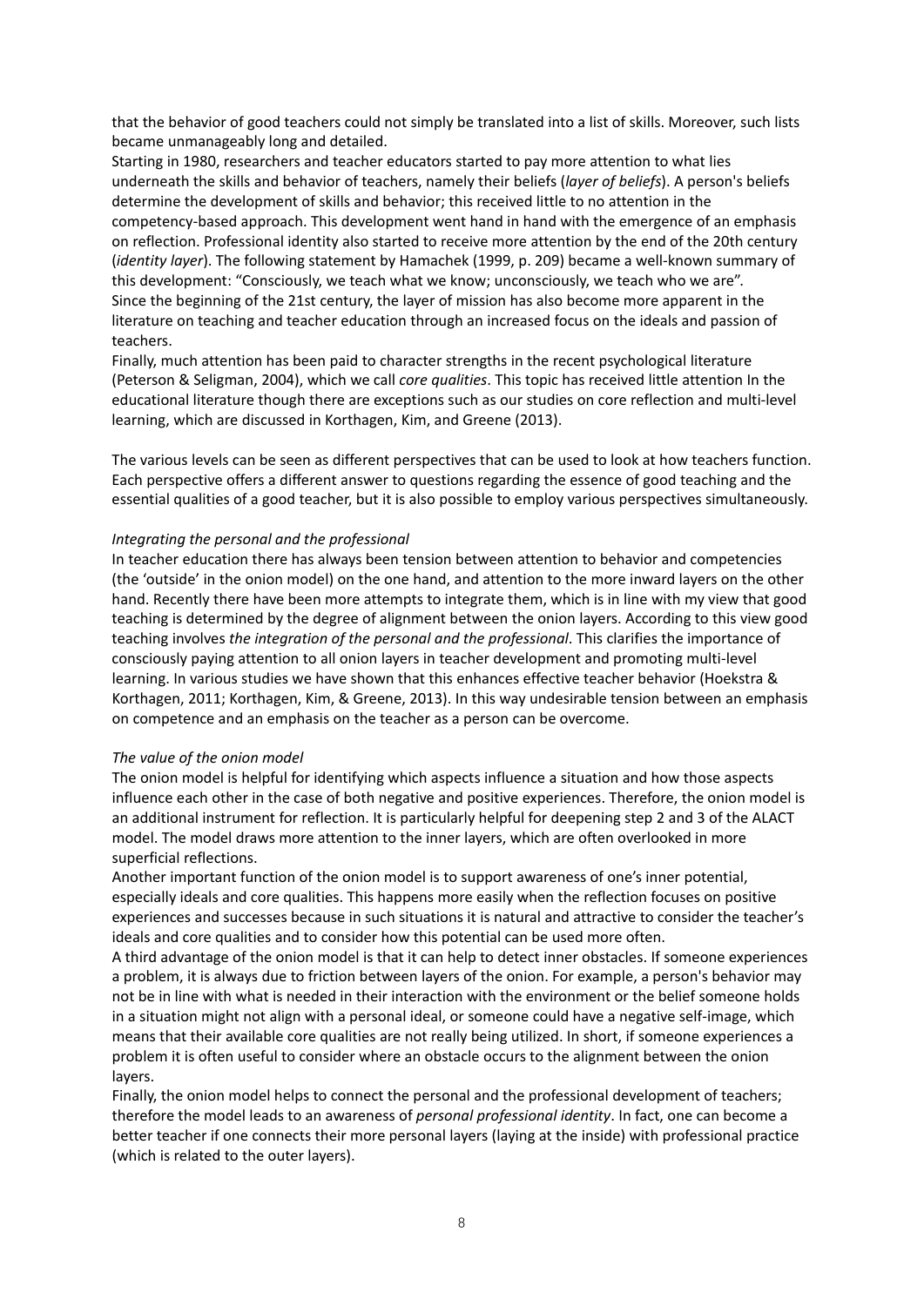that the behavior of good teachers could not simply be translated into a list of skills. Moreover, such lists became unmanageably long and detailed.

Starting in 1980, researchers and teacher educators started to pay more attention to what lies underneath the skills and behavior of teachers, namely their beliefs (*layer of beliefs*). A person's beliefs determine the development of skills and behavior; this received little to no attention in the competency-based approach. This development went hand in hand with the emergence of an emphasis on reflection. Professional identity also started to receive more attention by the end of the 20th century (*identity layer*). The following statement by Hamachek (1999, p. 209) became a well-known summary of this development: "Consciously, we teach what we know; unconsciously, we teach who we are".

Since the beginning of the 21st century, the layer of mission has also become more apparent in the literature on teaching and teacher education through an increased focus on the ideals and passion of teachers.

Finally, much attention has been paid to character strengths in the recent psychological literature (Peterson & Seligman, 2004), which we call *core qualities*. This topic has received little attention In the educational literature though there are exceptions such as our studies on core reflection and multi-level learning, which are discussed in Korthagen, Kim, and Greene (2013).

The various levels can be seen as different perspectives that can be used to look at how teachers function. Each perspective offers a different answer to questions regarding the essence of good teaching and the essential qualities of a good teacher, but it is also possible to employ various perspectives simultaneously.

*Integrating the personal and the professional*

In teacher education there has always been tension between attention to behavior and competencies (the 'outside' in the onion model) on the one hand, and attention to the more inward layers on the other hand. Recently there have been more attempts to integrate them, which is in line with my view that good teaching is determined by the degree of alignment between the onion layers. According to this view good teaching involves *the integration of the personal and the professional*. This clarifies the importance of consciously paying attention to all onion layers in teacher development and promoting multi-level learning. In various studies we have shown that this enhances effective teacher behavior (Hoekstra & Korthagen, 2011; Korthagen, Kim, & Greene, 2013). In this way undesirable tension between an emphasis on competence and an emphasis on the teacher as a person can be overcome.

*The value of the onion model*

The onion model is helpful for identifying which aspects influence a situation and how those aspects influence each other in the case of both negative and positive experiences. Therefore, the onion model is an additional instrument for reflection. It is particularly helpful for deepening step 2 and 3 of the ALACT model. The model draws more attention to the inner layers, which are often overlooked in more superficial reflections.

Another important function of the onion model is to support awareness of one's inner potential, especially ideals and core qualities. This happens more easily when the reflection focuses on positive experiences and successes because in such situations it is natural and attractive to consider the teacher's ideals and core qualities and to consider how this potential can be used more often.

A third advantage of the onion model is that it can help to detect inner obstacles. If someone experiences a problem, it is always due to friction between layers of the onion. For example, a person's behavior may not be in line with what is needed in their interaction with the environment or the belief someone holds in a situation might not align with a personal ideal, or someone could have a negative self-image, which means that their available core qualities are not really being utilized. In short, if someone experiences a problem it is often useful to consider where an obstacle occurs to the alignment between the onion layers.

Finally, the onion model helps to connect the personal and the professional development of teachers; therefore the model leads to an awareness of *personal professional identity*. In fact, one can become a better teacher if one connects their more personal layers (laying at the inside) with professional practice (which is related to the outer layers).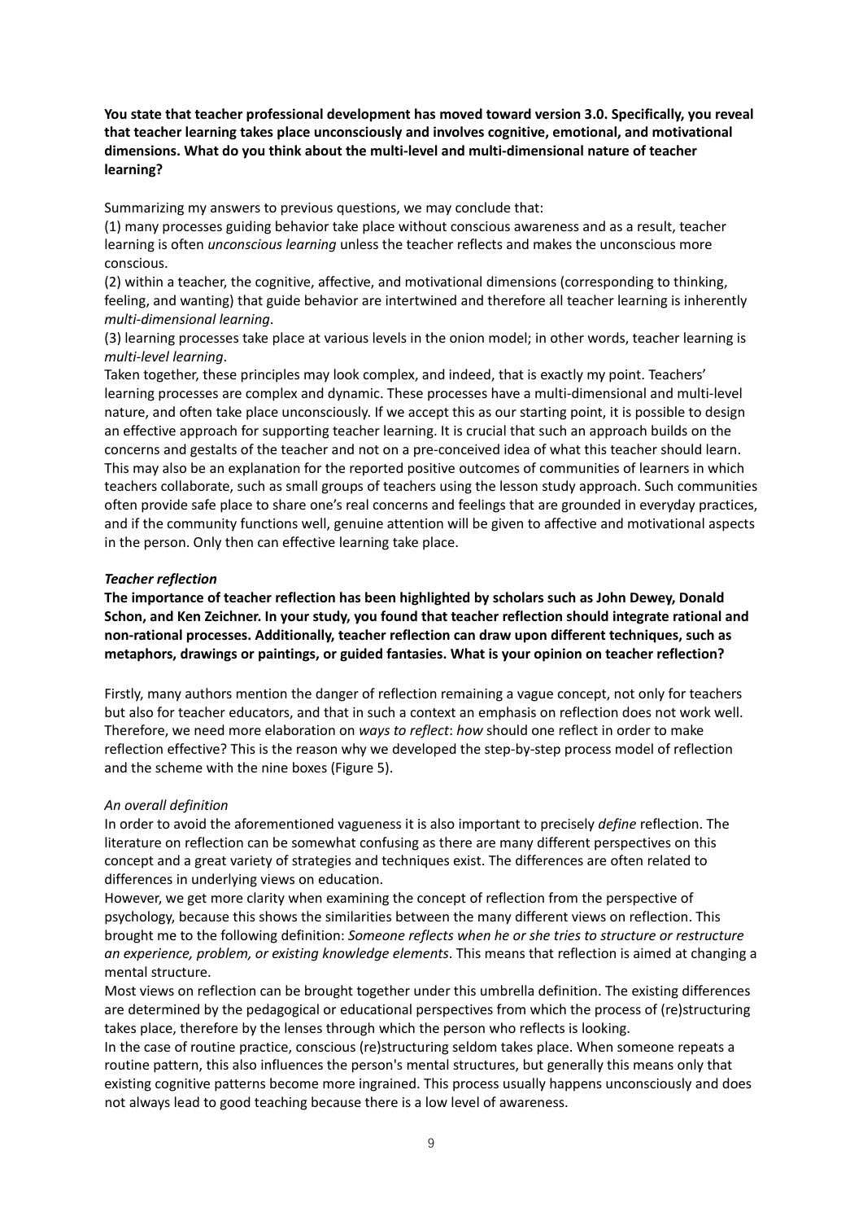**You state that teacher professional development has moved toward version 3.0. Specifically, you reveal that teacher learning takes place unconsciously and involves cognitive, emotional, and motivational dimensions. What do you think about the multi-level and multi-dimensional nature of teacher learning?**

Summarizing my answers to previous questions, we may conclude that:

(1) many processes guiding behavior take place without conscious awareness and as a result, teacher learning is often *unconscious learning* unless the teacher reflects and makes the unconscious more conscious.

(2) within a teacher, the cognitive, affective, and motivational dimensions (corresponding to thinking, feeling, and wanting) that guide behavior are intertwined and therefore all teacher learning is inherently *multi-dimensional learning*.

(3) learning processes take place at various levels in the onion model; in other words, teacher learning is *multi-level learning*.

Taken together, these principles may look complex, and indeed, that is exactly my point. Teachers' learning processes are complex and dynamic. These processes have a multi-dimensional and multi-level nature, and often take place unconsciously. If we accept this as our starting point, it is possible to design an effective approach for supporting teacher learning. It is crucial that such an approach builds on the concerns and gestalts of the teacher and not on a pre-conceived idea of what this teacher should learn. This may also be an explanation for the reported positive outcomes of communities of learners in which teachers collaborate, such as small groups of teachers using the lesson study approach. Such communities often provide safe place to share one's real concerns and feelings that are grounded in everyday practices, and if the community functions well, genuine attention will be given to affective and motivational aspects in the person. Only then can effective learning take place.

### *Teacher reflection*

**The importance of teacher reflection has been highlighted by scholars such as John Dewey, Donald Schon, and Ken Zeichner. In your study, you found that teacher reflection should integrate rational and non-rational processes. Additionally, teacher reflection can draw upon different techniques, such as metaphors, drawings or paintings, or guided fantasies. What is your opinion on teacher reflection?**

Firstly, many authors mention the danger of reflection remaining a vague concept, not only for teachers but also for teacher educators, and that in such a context an emphasis on reflection does not work well. Therefore, we need more elaboration on *ways to reflect*: *how* should one reflect in order to make reflection effective? This is the reason why we developed the step-by-step process model of reflection and the scheme with the nine boxes (Figure 5).

#### *An overall definition*

In order to avoid the aforementioned vagueness it is also important to precisely *define* reflection. The literature on reflection can be somewhat confusing as there are many different perspectives on this concept and a great variety of strategies and techniques exist. The differences are often related to differences in underlying views on education.

However, we get more clarity when examining the concept of reflection from the perspective of psychology, because this shows the similarities between the many different views on reflection. This brought me to the following definition: *Someone reflects when he or she tries to structure or restructure an experience, problem, or existing knowledge elements*. This means that reflection is aimed at changing a mental structure.

Most views on reflection can be brought together under this umbrella definition. The existing differences are determined by the pedagogical or educational perspectives from which the process of (re)structuring takes place, therefore by the lenses through which the person who reflects is looking.

In the case of routine practice, conscious (re)structuring seldom takes place. When someone repeats a routine pattern, this also influences the person's mental structures, but generally this means only that existing cognitive patterns become more ingrained. This process usually happens unconsciously and does not always lead to good teaching because there is a low level of awareness.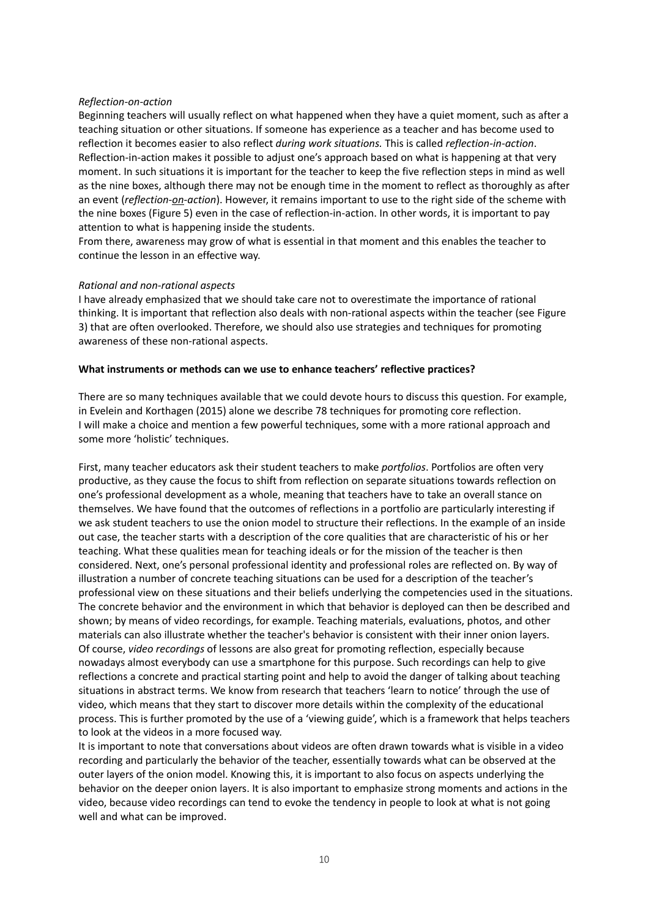*Reflection-on-action*

Beginning teachers will usually reflect on what happened when they have a quiet moment, such as after a teaching situation or other situations. If someone has experience as a teacher and has become used to reflection it becomes easier to also reflect *during work situations.* This is called *reflection-in-action*. Reflection-in-action makes it possible to adjust one's approach based on what is happening at that very moment. In such situations it is important for the teacher to keep the five reflection steps in mind as well as the nine boxes, although there may not be enough time in the moment to reflect as thoroughly as after an event (*reflection-on-action*). However, it remains important to use to the right side of the scheme with the nine boxes (Figure 5) even in the case of reflection-in-action. In other words, it is important to pay attention to what is happening inside the students.

From there, awareness may grow of what is essential in that moment and this enables the teacher to continue the lesson in an effective way.

*Rational and non-rational aspects*

I have already emphasized that we should take care not to overestimate the importance of rational thinking. It is important that reflection also deals with non-rational aspects within the teacher (see Figure 3) that are often overlooked. Therefore, we should also use strategies and techniques for promoting awareness of these non-rational aspects.

**What instruments or methods can we use to enhance teachers' reflective practices?**

There are so many techniques available that we could devote hours to discuss this question. For example, in Evelein and Korthagen (2015) alone we describe 78 techniques for promoting core reflection. I will make a choice and mention a few powerful techniques, some with a more rational approach and some more 'holistic' techniques.

First, many teacher educators ask their student teachers to make *portfolios*. Portfolios are often very productive, as they cause the focus to shift from reflection on separate situations towards reflection on one's professional development as a whole, meaning that teachers have to take an overall stance on themselves. We have found that the outcomes of reflections in a portfolio are particularly interesting if we ask student teachers to use the onion model to structure their reflections. In the example of an inside out case, the teacher starts with a description of the core qualities that are characteristic of his or her teaching. What these qualities mean for teaching ideals or for the mission of the teacher is then considered. Next, one's personal professional identity and professional roles are reflected on. By way of illustration a number of concrete teaching situations can be used for a description of the teacher's professional view on these situations and their beliefs underlying the competencies used in the situations. The concrete behavior and the environment in which that behavior is deployed can then be described and shown; by means of video recordings, for example. Teaching materials, evaluations, photos, and other materials can also illustrate whether the teacher's behavior is consistent with their inner onion layers.

Of course, *video recordings* of lessons are also great for promoting reflection, especially because nowadays almost everybody can use a smartphone for this purpose. Such recordings can help to give reflections a concrete and practical starting point and help to avoid the danger of talking about teaching situations in abstract terms. We know from research that teachers 'learn to notice' through the use of video, which means that they start to discover more details within the complexity of the educational process. This is further promoted by the use of a 'viewing guide', which is a framework that helps teachers to look at the videos in a more focused way.

It is important to note that conversations about videos are often drawn towards what is visible in a video recording and particularly the behavior of the teacher, essentially towards what can be observed at the outer layers of the onion model. Knowing this, it is important to also focus on aspects underlying the behavior on the deeper onion layers. It is also important to emphasize strong moments and actions in the video, because video recordings can tend to evoke the tendency in people to look at what is not going well and what can be improved.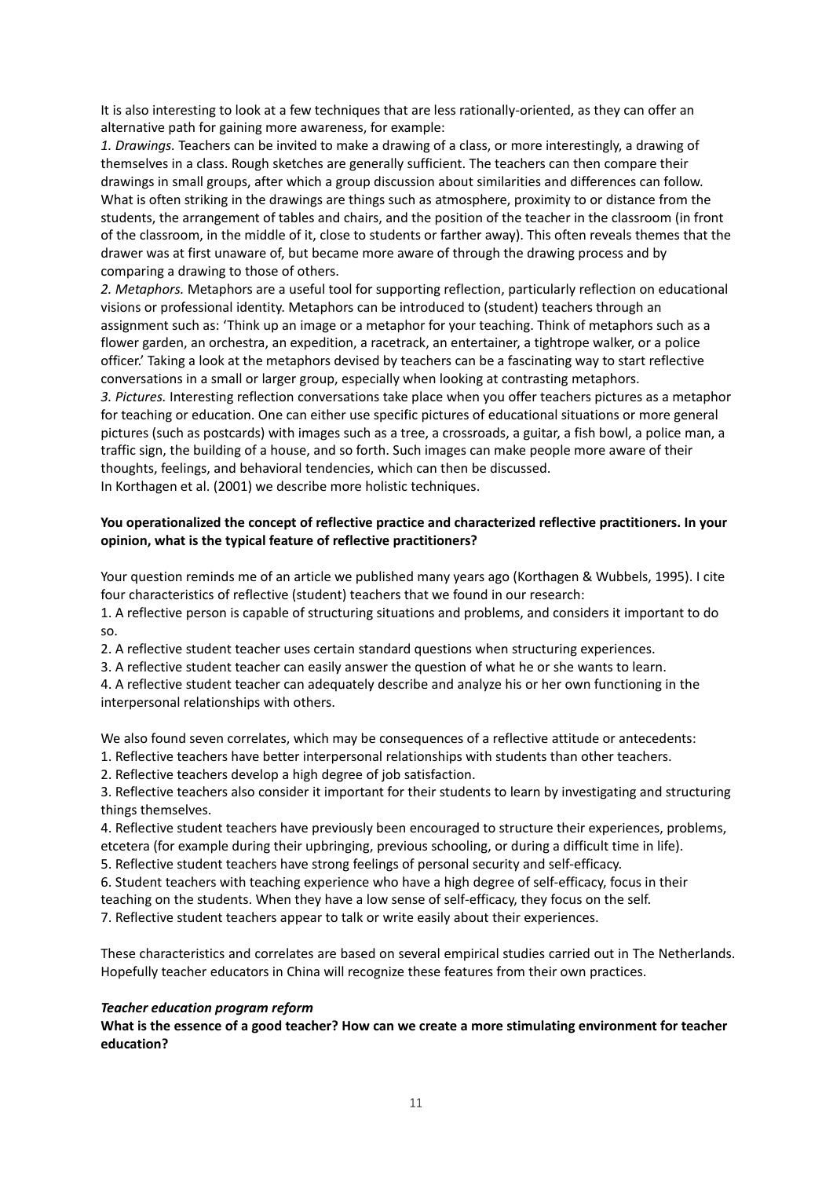It is also interesting to look at a few techniques that are less rationally-oriented, as they can offer an alternative path for gaining more awareness, for example:

*1. Drawings.* Teachers can be invited to make a drawing of a class, or more interestingly, a drawing of themselves in a class. Rough sketches are generally sufficient. The teachers can then compare their drawings in small groups, after which a group discussion about similarities and differences can follow. What is often striking in the drawings are things such as atmosphere, proximity to or distance from the students, the arrangement of tables and chairs, and the position of the teacher in the classroom (in front of the classroom, in the middle of it, close to students or farther away). This often reveals themes that the drawer was at first unaware of, but became more aware of through the drawing process and by comparing a drawing to those of others.

*2. Metaphors.* Metaphors are a useful tool for supporting reflection, particularly reflection on educational visions or professional identity. Metaphors can be introduced to (student) teachers through an assignment such as: 'Think up an image or a metaphor for your teaching. Think of metaphors such as a flower garden, an orchestra, an expedition, a racetrack, an entertainer, a tightrope walker, or a police officer.' Taking a look at the metaphors devised by teachers can be a fascinating way to start reflective conversations in a small or larger group, especially when looking at contrasting metaphors.

*3. Pictures.* Interesting reflection conversations take place when you offer teachers pictures as a metaphor for teaching or education. One can either use specific pictures of educational situations or more general pictures (such as postcards) with images such as a tree, a crossroads, a guitar, a fish bowl, a police man, a traffic sign, the building of a house, and so forth. Such images can make people more aware of their thoughts, feelings, and behavioral tendencies, which can then be discussed.

In Korthagen et al. (2001) we describe more holistic techniques.

**You operationalized the concept of reflective practice and characterized reflective practitioners. In your opinion, what is the typical feature of reflective practitioners?**

Your question reminds me of an article we published many years ago (Korthagen & Wubbels, 1995). I cite four characteristics of reflective (student) teachers that we found in our research:

1. A reflective person is capable of structuring situations and problems, and considers it important to do so.
2. A reflective student teacher uses certain standard questions when structuring experiences.
3. A reflective student teacher can easily answer the question of what he or she wants to learn.
4. A reflective student teacher can adequately describe and analyze his or her own functioning in the interpersonal relationships with others.

We also found seven correlates, which may be consequences of a reflective attitude or antecedents:

1. Reflective teachers have better interpersonal relationships with students than other teachers.
2. Reflective teachers develop a high degree of job satisfaction.
3. Reflective teachers also consider it important for their students to learn by investigating and structuring things themselves.
4. Reflective student teachers have previously been encouraged to structure their experiences, problems, etcetera (for example during their upbringing, previous schooling, or during a difficult time in life).
5. Reflective student teachers have strong feelings of personal security and self-efficacy.
6. Student teachers with teaching experience who have a high degree of self-efficacy, focus in their teaching on the students. When they have a low sense of self-efficacy, they focus on the self.
7. Reflective student teachers appear to talk or write easily about their experiences.

These characteristics and correlates are based on several empirical studies carried out in The Netherlands. Hopefully teacher educators in China will recognize these features from their own practices.

***Teacher education program reform***

**What is the essence of a good teacher? How can we create a more stimulating environment for teacher education?**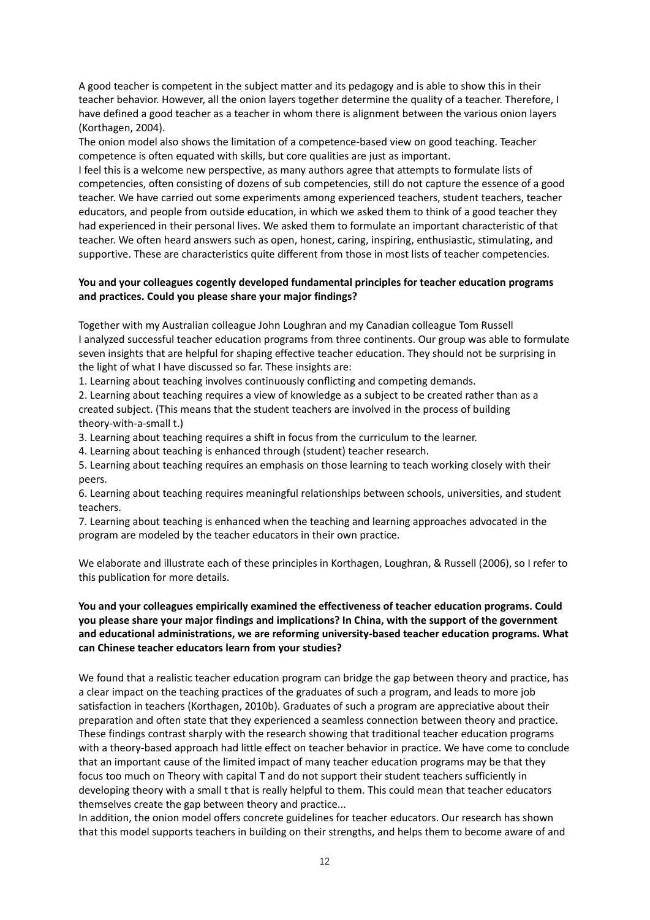A good teacher is competent in the subject matter and its pedagogy and is able to show this in their teacher behavior. However, all the onion layers together determine the quality of a teacher. Therefore, I have defined a good teacher as a teacher in whom there is alignment between the various onion layers (Korthagen, 2004).

The onion model also shows the limitation of a competence-based view on good teaching. Teacher competence is often equated with skills, but core qualities are just as important.

I feel this is a welcome new perspective, as many authors agree that attempts to formulate lists of competencies, often consisting of dozens of sub competencies, still do not capture the essence of a good teacher. We have carried out some experiments among experienced teachers, student teachers, teacher educators, and people from outside education, in which we asked them to think of a good teacher they had experienced in their personal lives. We asked them to formulate an important characteristic of that teacher. We often heard answers such as open, honest, caring, inspiring, enthusiastic, stimulating, and supportive. These are characteristics quite different from those in most lists of teacher competencies.

**You and your colleagues cogently developed fundamental principles for teacher education programs and practices. Could you please share your major findings?**

Together with my Australian colleague John Loughran and my Canadian colleague Tom Russell I analyzed successful teacher education programs from three continents. Our group was able to formulate seven insights that are helpful for shaping effective teacher education. They should not be surprising in the light of what I have discussed so far. These insights are:

1. Learning about teaching involves continuously conflicting and competing demands.
2. Learning about teaching requires a view of knowledge as a subject to be created rather than as a created subject. (This means that the student teachers are involved in the process of building theory-with-a-small t.)
3. Learning about teaching requires a shift in focus from the curriculum to the learner.
4. Learning about teaching is enhanced through (student) teacher research.
5. Learning about teaching requires an emphasis on those learning to teach working closely with their peers.
6. Learning about teaching requires meaningful relationships between schools, universities, and student teachers.
7. Learning about teaching is enhanced when the teaching and learning approaches advocated in the program are modeled by the teacher educators in their own practice.

We elaborate and illustrate each of these principles in Korthagen, Loughran, & Russell (2006), so I refer to this publication for more details.

**You and your colleagues empirically examined the effectiveness of teacher education programs. Could you please share your major findings and implications? In China, with the support of the government and educational administrations, we are reforming university-based teacher education programs. What can Chinese teacher educators learn from your studies?**

We found that a realistic teacher education program can bridge the gap between theory and practice, has a clear impact on the teaching practices of the graduates of such a program, and leads to more job satisfaction in teachers (Korthagen, 2010b). Graduates of such a program are appreciative about their preparation and often state that they experienced a seamless connection between theory and practice. These findings contrast sharply with the research showing that traditional teacher education programs with a theory-based approach had little effect on teacher behavior in practice. We have come to conclude that an important cause of the limited impact of many teacher education programs may be that they focus too much on Theory with capital T and do not support their student teachers sufficiently in developing theory with a small t that is really helpful to them. This could mean that teacher educators themselves create the gap between theory and practice...

In addition, the onion model offers concrete guidelines for teacher educators. Our research has shown that this model supports teachers in building on their strengths, and helps them to become aware of and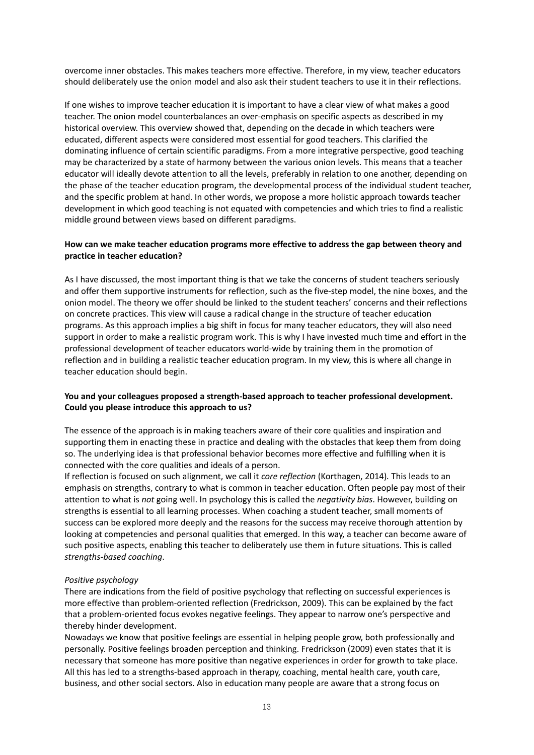overcome inner obstacles. This makes teachers more effective. Therefore, in my view, teacher educators should deliberately use the onion model and also ask their student teachers to use it in their reflections.

If one wishes to improve teacher education it is important to have a clear view of what makes a good teacher. The onion model counterbalances an over-emphasis on specific aspects as described in my historical overview. This overview showed that, depending on the decade in which teachers were educated, different aspects were considered most essential for good teachers. This clarified the dominating influence of certain scientific paradigms. From a more integrative perspective, good teaching may be characterized by a state of harmony between the various onion levels. This means that a teacher educator will ideally devote attention to all the levels, preferably in relation to one another, depending on the phase of the teacher education program, the developmental process of the individual student teacher, and the specific problem at hand. In other words, we propose a more holistic approach towards teacher development in which good teaching is not equated with competencies and which tries to find a realistic middle ground between views based on different paradigms.

**How can we make teacher education programs more effective to address the gap between theory and practice in teacher education?**

As I have discussed, the most important thing is that we take the concerns of student teachers seriously and offer them supportive instruments for reflection, such as the five-step model, the nine boxes, and the onion model. The theory we offer should be linked to the student teachers' concerns and their reflections on concrete practices. This view will cause a radical change in the structure of teacher education programs. As this approach implies a big shift in focus for many teacher educators, they will also need support in order to make a realistic program work. This is why I have invested much time and effort in the professional development of teacher educators world-wide by training them in the promotion of reflection and in building a realistic teacher education program. In my view, this is where all change in teacher education should begin.

**You and your colleagues proposed a strength-based approach to teacher professional development. Could you please introduce this approach to us?**

The essence of the approach is in making teachers aware of their core qualities and inspiration and supporting them in enacting these in practice and dealing with the obstacles that keep them from doing so. The underlying idea is that professional behavior becomes more effective and fulfilling when it is connected with the core qualities and ideals of a person.

If reflection is focused on such alignment, we call it *core reflection* (Korthagen, 2014). This leads to an emphasis on strengths, contrary to what is common in teacher education. Often people pay most of their attention to what is *not* going well. In psychology this is called the *negativity bias*. However, building on strengths is essential to all learning processes. When coaching a student teacher, small moments of success can be explored more deeply and the reasons for the success may receive thorough attention by looking at competencies and personal qualities that emerged. In this way, a teacher can become aware of such positive aspects, enabling this teacher to deliberately use them in future situations. This is called *strengths-based coaching*.

*Positive psychology*

There are indications from the field of positive psychology that reflecting on successful experiences is more effective than problem-oriented reflection (Fredrickson, 2009). This can be explained by the fact that a problem-oriented focus evokes negative feelings. They appear to narrow one's perspective and thereby hinder development.

Nowadays we know that positive feelings are essential in helping people grow, both professionally and personally. Positive feelings broaden perception and thinking. Fredrickson (2009) even states that it is necessary that someone has more positive than negative experiences in order for growth to take place. All this has led to a strengths-based approach in therapy, coaching, mental health care, youth care, business, and other social sectors. Also in education many people are aware that a strong focus on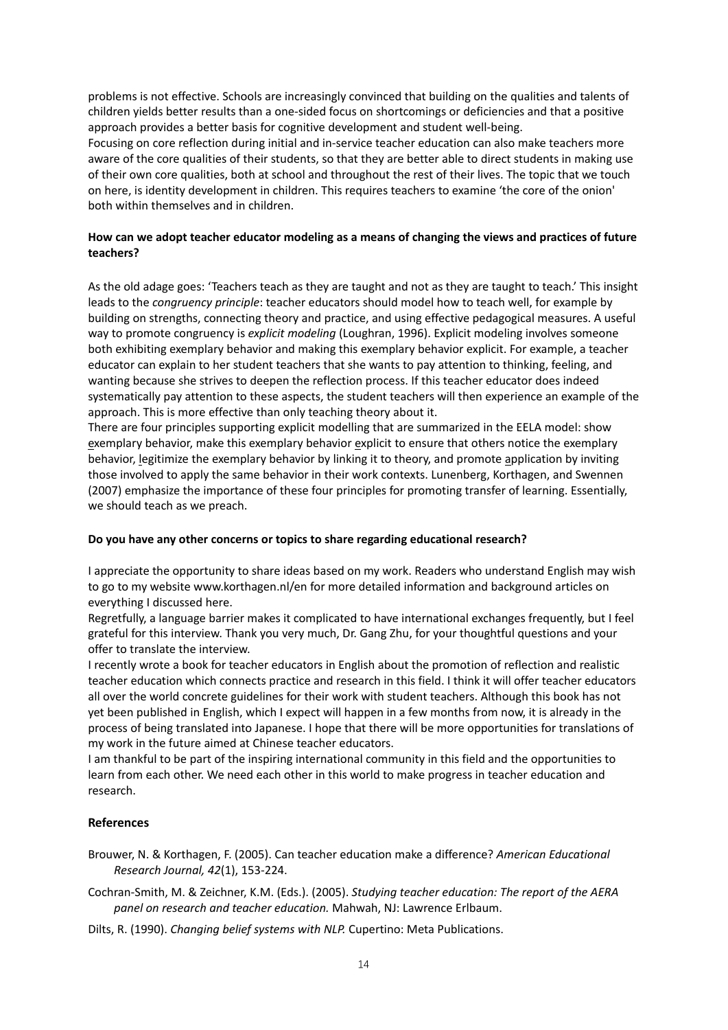problems is not effective. Schools are increasingly convinced that building on the qualities and talents of children yields better results than a one-sided focus on shortcomings or deficiencies and that a positive approach provides a better basis for cognitive development and student well-being.
Focusing on core reflection during initial and in-service teacher education can also make teachers more aware of the core qualities of their students, so that they are better able to direct students in making use of their own core qualities, both at school and throughout the rest of their lives. The topic that we touch on here, is identity development in children. This requires teachers to examine 'the core of the onion' both within themselves and in children.

**How can we adopt teacher educator modeling as a means of changing the views and practices of future teachers?**

As the old adage goes: 'Teachers teach as they are taught and not as they are taught to teach.' This insight leads to the *congruency principle*: teacher educators should model how to teach well, for example by building on strengths, connecting theory and practice, and using effective pedagogical measures. A useful way to promote congruency is *explicit modeling* (Loughran, 1996). Explicit modeling involves someone both exhibiting exemplary behavior and making this exemplary behavior explicit. For example, a teacher educator can explain to her student teachers that she wants to pay attention to thinking, feeling, and wanting because she strives to deepen the reflection process. If this teacher educator does indeed systematically pay attention to these aspects, the student teachers will then experience an example of the approach. This is more effective than only teaching theory about it.
There are four principles supporting explicit modelling that are summarized in the EELA model: show exemplary behavior, make this exemplary behavior explicit to ensure that others notice the exemplary behavior, legitimize the exemplary behavior by linking it to theory, and promote application by inviting those involved to apply the same behavior in their work contexts. Lunenberg, Korthagen, and Swennen (2007) emphasize the importance of these four principles for promoting transfer of learning. Essentially, we should teach as we preach.

**Do you have any other concerns or topics to share regarding educational research?**

I appreciate the opportunity to share ideas based on my work. Readers who understand English may wish to go to my website www.korthagen.nl/en for more detailed information and background articles on everything I discussed here.
Regretfully, a language barrier makes it complicated to have international exchanges frequently, but I feel grateful for this interview. Thank you very much, Dr. Gang Zhu, for your thoughtful questions and your offer to translate the interview.
I recently wrote a book for teacher educators in English about the promotion of reflection and realistic teacher education which connects practice and research in this field. I think it will offer teacher educators all over the world concrete guidelines for their work with student teachers. Although this book has not yet been published in English, which I expect will happen in a few months from now, it is already in the process of being translated into Japanese. I hope that there will be more opportunities for translations of my work in the future aimed at Chinese teacher educators.
I am thankful to be part of the inspiring international community in this field and the opportunities to learn from each other. We need each other in this world to make progress in teacher education and research.

## References

Brouwer, N. & Korthagen, F. (2005). Can teacher education make a difference? *American Educational Research Journal, 42*(1), 153-224.

Cochran-Smith, M. & Zeichner, K.M. (Eds.). (2005). *Studying teacher education: The report of the AERA panel on research and teacher education.* Mahwah, NJ: Lawrence Erlbaum.

Dilts, R. (1990). *Changing belief systems with NLP.* Cupertino: Meta Publications.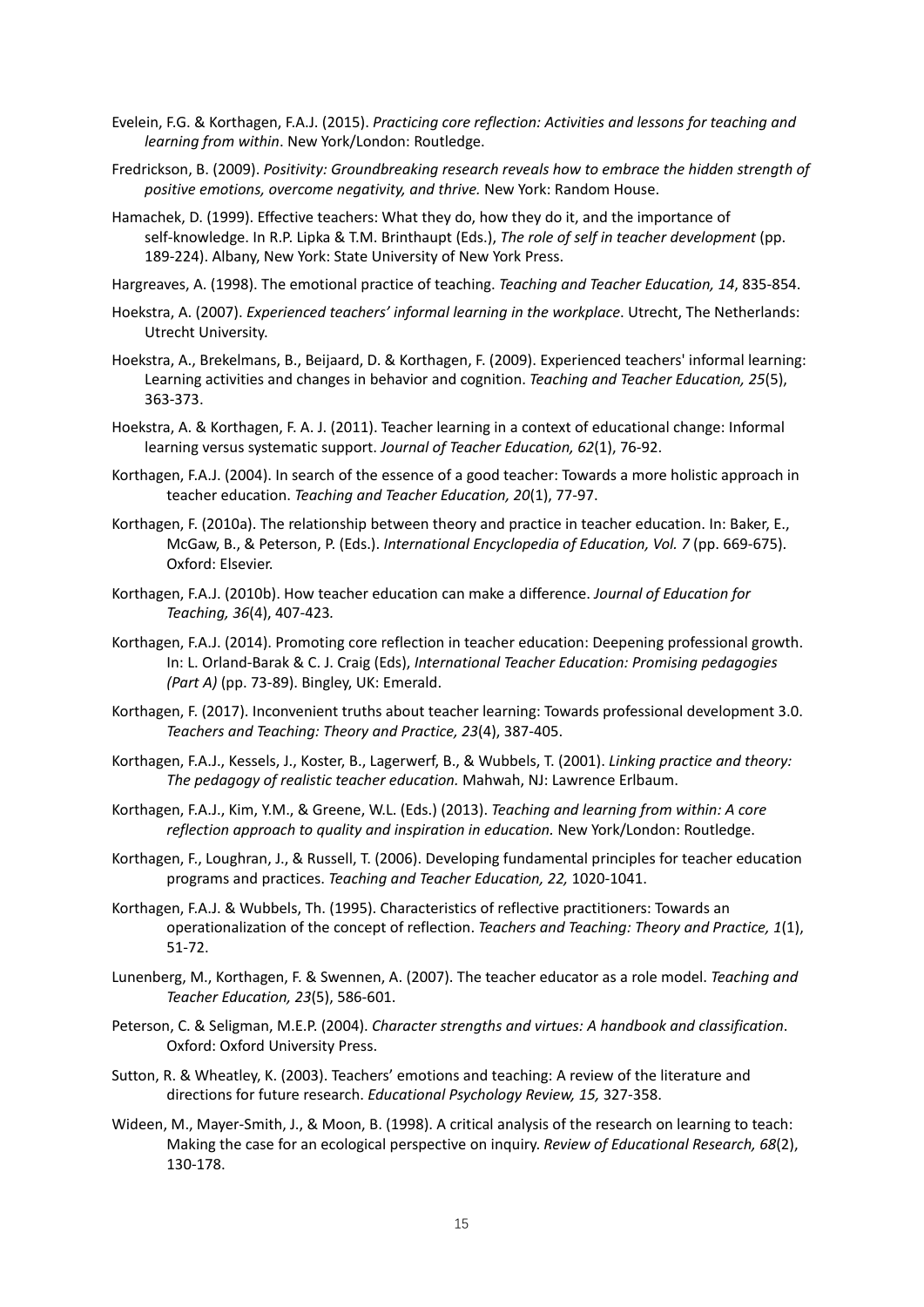Evelein, F.G. & Korthagen, F.A.J. (2015). *Practicing core reflection: Activities and lessons for teaching and learning from within*. New York/London: Routledge.

Fredrickson, B. (2009). *Positivity: Groundbreaking research reveals how to embrace the hidden strength of positive emotions, overcome negativity, and thrive.* New York: Random House.

Hamachek, D. (1999). Effective teachers: What they do, how they do it, and the importance of self-knowledge. In R.P. Lipka & T.M. Brinthaupt (Eds.), *The role of self in teacher development* (pp. 189-224). Albany, New York: State University of New York Press.

Hargreaves, A. (1998). The emotional practice of teaching. *Teaching and Teacher Education, 14*, 835-854.

Hoekstra, A. (2007). *Experienced teachers' informal learning in the workplace*. Utrecht, The Netherlands: Utrecht University.

Hoekstra, A., Brekelmans, B., Beijaard, D. & Korthagen, F. (2009). Experienced teachers' informal learning: Learning activities and changes in behavior and cognition. *Teaching and Teacher Education, 25*(5), 363-373.

Hoekstra, A. & Korthagen, F. A. J. (2011). Teacher learning in a context of educational change: Informal learning versus systematic support. *Journal of Teacher Education, 62*(1), 76-92.

Korthagen, F.A.J. (2004). In search of the essence of a good teacher: Towards a more holistic approach in teacher education. *Teaching and Teacher Education, 20*(1), 77-97.

Korthagen, F. (2010a). The relationship between theory and practice in teacher education. In: Baker, E., McGaw, B., & Peterson, P. (Eds.). *International Encyclopedia of Education, Vol. 7* (pp. 669-675). Oxford: Elsevier.

Korthagen, F.A.J. (2010b). How teacher education can make a difference. *Journal of Education for Teaching, 36*(4), 407-423*.*

Korthagen, F.A.J. (2014). Promoting core reflection in teacher education: Deepening professional growth. In: L. Orland-Barak & C. J. Craig (Eds), *International Teacher Education: Promising pedagogies (Part A)* (pp. 73-89). Bingley, UK: Emerald.

Korthagen, F. (2017). Inconvenient truths about teacher learning: Towards professional development 3.0. *Teachers and Teaching: Theory and Practice, 23*(4), 387-405.

Korthagen, F.A.J., Kessels, J., Koster, B., Lagerwerf, B., & Wubbels, T. (2001). *Linking practice and theory: The pedagogy of realistic teacher education.* Mahwah, NJ: Lawrence Erlbaum.

Korthagen, F.A.J., Kim, Y.M., & Greene, W.L. (Eds.) (2013). *Teaching and learning from within: A core reflection approach to quality and inspiration in education.* New York/London: Routledge.

Korthagen, F., Loughran, J., & Russell, T. (2006). Developing fundamental principles for teacher education programs and practices. *Teaching and Teacher Education, 22,* 1020-1041.

Korthagen, F.A.J. & Wubbels, Th. (1995). Characteristics of reflective practitioners: Towards an operationalization of the concept of reflection. *Teachers and Teaching: Theory and Practice, 1*(1), 51-72.

Lunenberg, M., Korthagen, F. & Swennen, A. (2007). The teacher educator as a role model. *Teaching and Teacher Education, 23*(5), 586-601.

Peterson, C. & Seligman, M.E.P. (2004). *Character strengths and virtues: A handbook and classification*. Oxford: Oxford University Press.

Sutton, R. & Wheatley, K. (2003). Teachers' emotions and teaching: A review of the literature and directions for future research. *Educational Psychology Review, 15,* 327-358.

Wideen, M., Mayer-Smith, J., & Moon, B. (1998). A critical analysis of the research on learning to teach: Making the case for an ecological perspective on inquiry. *Review of Educational Research, 68*(2), 130-178.